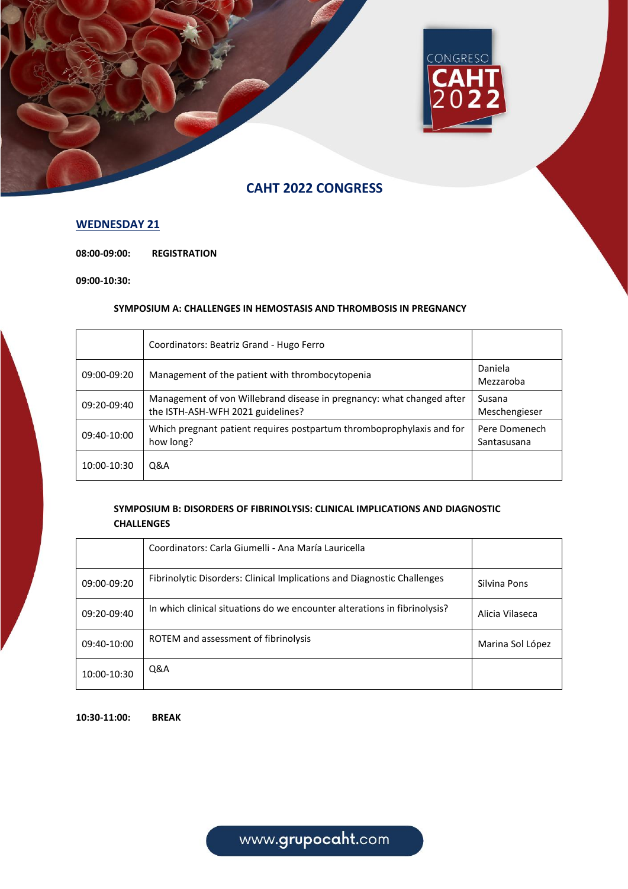# CAHT 2022 CONGRESS

## WEDNESDAY 21

**08:00-09:00:** **REGISTRATION**

**09:00-10:30:**

### SYMPOSIUM A: CHALLENGES IN HEMOSTASIS AND THROMBOSIS IN PREGNANCY

| | Coordinators: Beatriz Grand - Hugo Ferro | |
|---|---|---|
| 09:00-09:20 | Management of the patient with thrombocytopenia | Daniela Mezzaroba |
| 09:20-09:40 | Management of von Willebrand disease in pregnancy: what changed after the ISTH-ASH-WFH 2021 guidelines? | Susana Meschengieser |
| 09:40-10:00 | Which pregnant patient requires postpartum thromboprophylaxis and for how long? | Pere Domenech Santasusana |
| 10:00-10:30 | Q&A | |

### SYMPOSIUM B: DISORDERS OF FIBRINOLYSIS: CLINICAL IMPLICATIONS AND DIAGNOSTIC CHALLENGES

| | Coordinators: Carla Giumelli - Ana María Lauricella | |
|---|---|---|
| 09:00-09:20 | Fibrinolytic Disorders: Clinical Implications and Diagnostic Challenges | Silvina Pons |
| 09:20-09:40 | In which clinical situations do we encounter alterations in fibrinolysis? | Alicia Vilaseca |
| 09:40-10:00 | ROTEM and assessment of fibrinolysis | Marina Sol López |
| 10:00-10:30 | Q&A | |

**10:30-11:00:** **BREAK**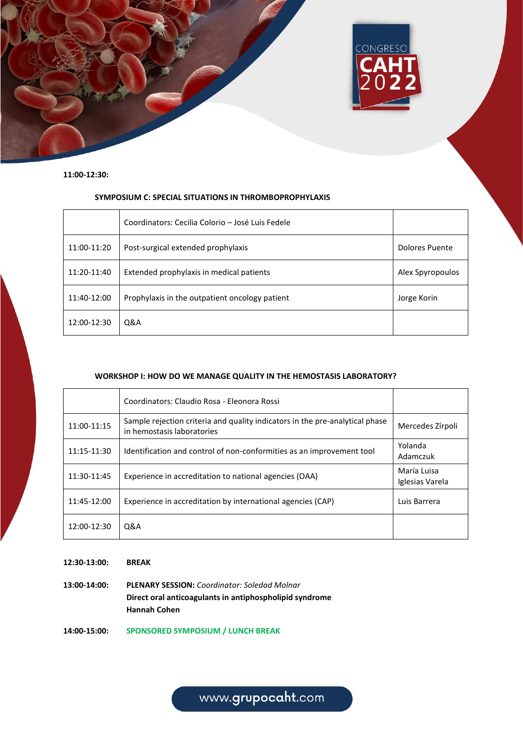**11:00-12:30:**

### SYMPOSIUM C: SPECIAL SITUATIONS IN THROMBOPROPHYLAXIS

| | Coordinators: Cecilia Colorio – José Luis Fedele | |
|---|---|---|
| 11:00-11:20 | Post-surgical extended prophylaxis | Dolores Puente |
| 11:20-11:40 | Extended prophylaxis in medical patients | Alex Spyropoulos |
| 11:40-12:00 | Prophylaxis in the outpatient oncology patient | Jorge Korin |
| 12:00-12:30 | Q&A | |

### WORKSHOP I: HOW DO WE MANAGE QUALITY IN THE HEMOSTASIS LABORATORY?

| | Coordinators: Claudio Rosa - Eleonora Rossi | |
|---|---|---|
| 11:00-11:15 | Sample rejection criteria and quality indicators in the pre-analytical phase in hemostasis laboratories | Mercedes Zírpoli |
| 11:15-11:30 | Identification and control of non-conformities as an improvement tool | Yolanda Adamczuk |
| 11:30-11:45 | Experience in accreditation to national agencies (OAA) | María Luisa Iglesias Varela |
| 11:45-12:00 | Experience in accreditation by international agencies (CAP) | Luis Barrera |
| 12:00-12:30 | Q&A | |

**12:30-13:00:** **BREAK**

**13:00-14:00:** **PLENARY SESSION:** *Coordinator: Soledad Molnar*
**Direct oral anticoagulants in antiphospholipid syndrome**
**Hannah Cohen**

**14:00-15:00:** **SPONSORED SYMPOSIUM / LUNCH BREAK**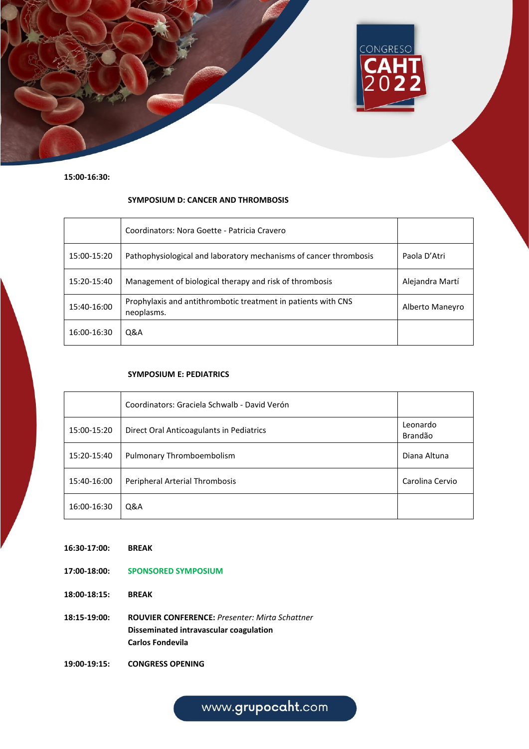**15:00-16:30:**

**SYMPOSIUM D: CANCER AND THROMBOSIS**

| | Coordinators: Nora Goette - Patricia Cravero | |
|---|---|---|
| 15:00-15:20 | Pathophysiological and laboratory mechanisms of cancer thrombosis | Paola D'Atri |
| 15:20-15:40 | Management of biological therapy and risk of thrombosis | Alejandra Martí |
| 15:40-16:00 | Prophylaxis and antithrombotic treatment in patients with CNS neoplasms. | Alberto Maneyro |
| 16:00-16:30 | Q&A | |

**SYMPOSIUM E: PEDIATRICS**

| | Coordinators: Graciela Schwalb - David Verón | |
|---|---|---|
| 15:00-15:20 | Direct Oral Anticoagulants in Pediatrics | Leonardo Brandão |
| 15:20-15:40 | Pulmonary Thromboembolism | Diana Altuna |
| 15:40-16:00 | Peripheral Arterial Thrombosis | Carolina Cervio |
| 16:00-16:30 | Q&A | |

**16:30-17:00:** **BREAK**

**17:00-18:00:** **SPONSORED SYMPOSIUM**

**18:00-18:15:** **BREAK**

**18:15-19:00:** **ROUVIER CONFERENCE:** *Presenter: Mirta Schattner*
**Disseminated intravascular coagulation**
**Carlos Fondevila**

**19:00-19:15:** **CONGRESS OPENING**

www.grupocaht.com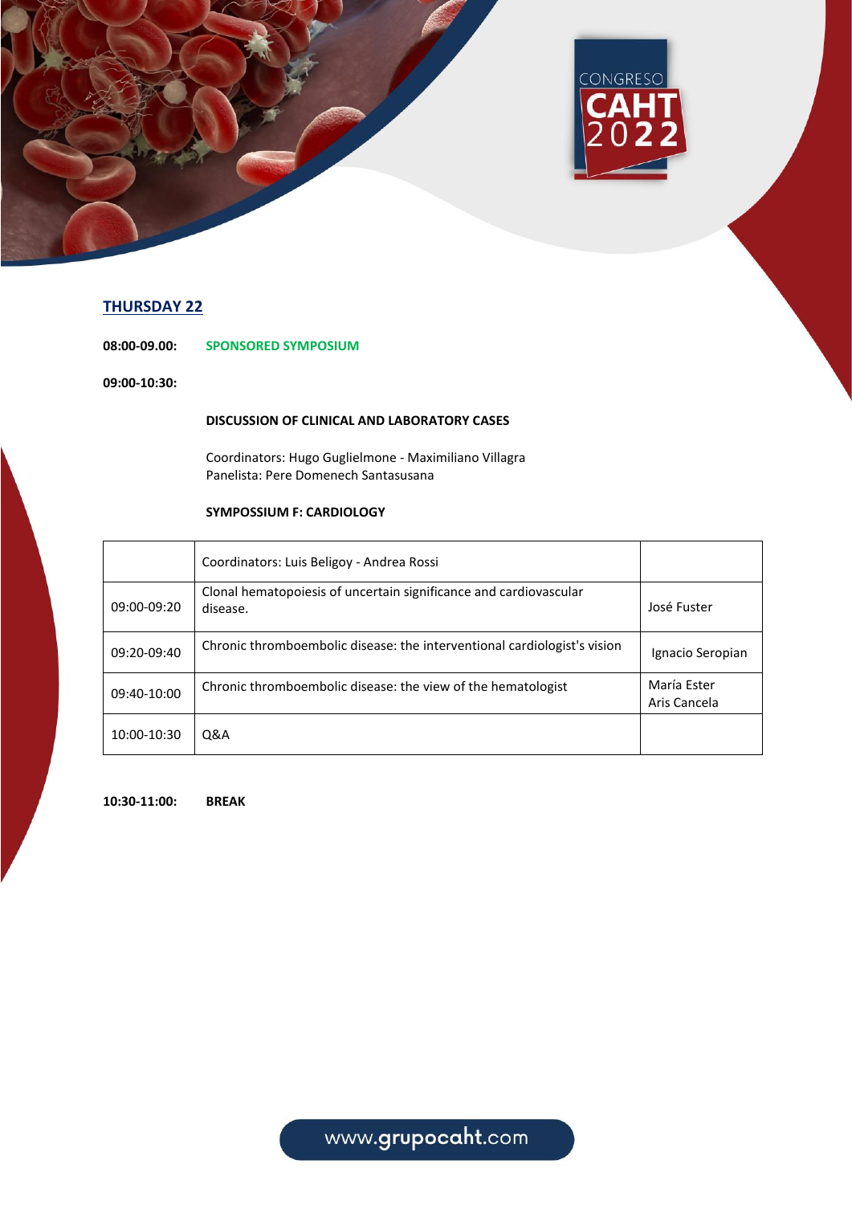## THURSDAY 22

**08:00-09.00:** **SPONSORED SYMPOSIUM**

**09:00-10:30:**

**DISCUSSION OF CLINICAL AND LABORATORY CASES**

Coordinators: Hugo Guglielmone - Maximiliano Villagra
Panelista: Pere Domenech Santasusana

**SYMPOSSIUM F: CARDIOLOGY**

| | Coordinators: Luis Beligoy - Andrea Rossi | |
|---|---|---|
| 09:00-09:20 | Clonal hematopoiesis of uncertain significance and cardiovascular disease. | José Fuster |
| 09:20-09:40 | Chronic thromboembolic disease: the interventional cardiologist's vision | Ignacio Seropian |
| 09:40-10:00 | Chronic thromboembolic disease: the view of the hematologist | María Ester Aris Cancela |
| 10:00-10:30 | Q&A | |

**10:30-11:00:** **BREAK**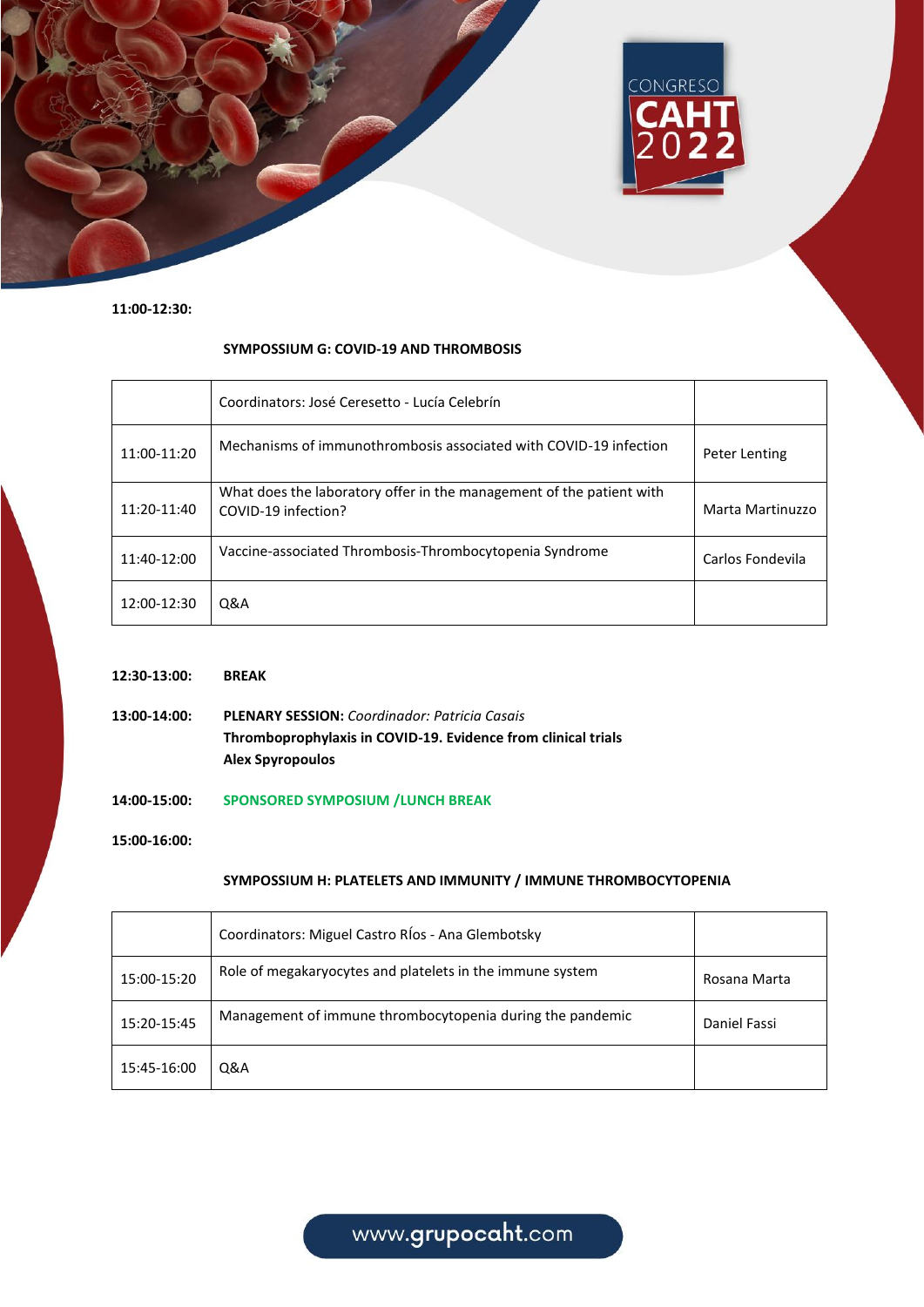**11:00-12:30:**

**SYMPOSSIUM G: COVID-19 AND THROMBOSIS**

| | | |
|---|---|---|
| | Coordinators: José Ceresetto - Lucía Celebrín | |
| 11:00-11:20 | Mechanisms of immunothrombosis associated with COVID-19 infection | Peter Lenting |
| 11:20-11:40 | What does the laboratory offer in the management of the patient with COVID-19 infection? | Marta Martinuzzo |
| 11:40-12:00 | Vaccine-associated Thrombosis-Thrombocytopenia Syndrome | Carlos Fondevila |
| 12:00-12:30 | Q&A | |

**12:30-13:00:** **BREAK**

**13:00-14:00:** **PLENARY SESSION:** *Coordinador: Patricia Casais*
**Thromboprophylaxis in COVID-19. Evidence from clinical trials**
**Alex Spyropoulos**

**14:00-15:00:** **SPONSORED SYMPOSIUM /LUNCH BREAK**

**15:00-16:00:**

**SYMPOSSIUM H: PLATELETS AND IMMUNITY / IMMUNE THROMBOCYTOPENIA**

| | | |
|---|---|---|
| | Coordinators: Miguel Castro Ríos - Ana Glembotsky | |
| 15:00-15:20 | Role of megakaryocytes and platelets in the immune system | Rosana Marta |
| 15:20-15:45 | Management of immune thrombocytopenia during the pandemic | Daniel Fassi |
| 15:45-16:00 | Q&A | |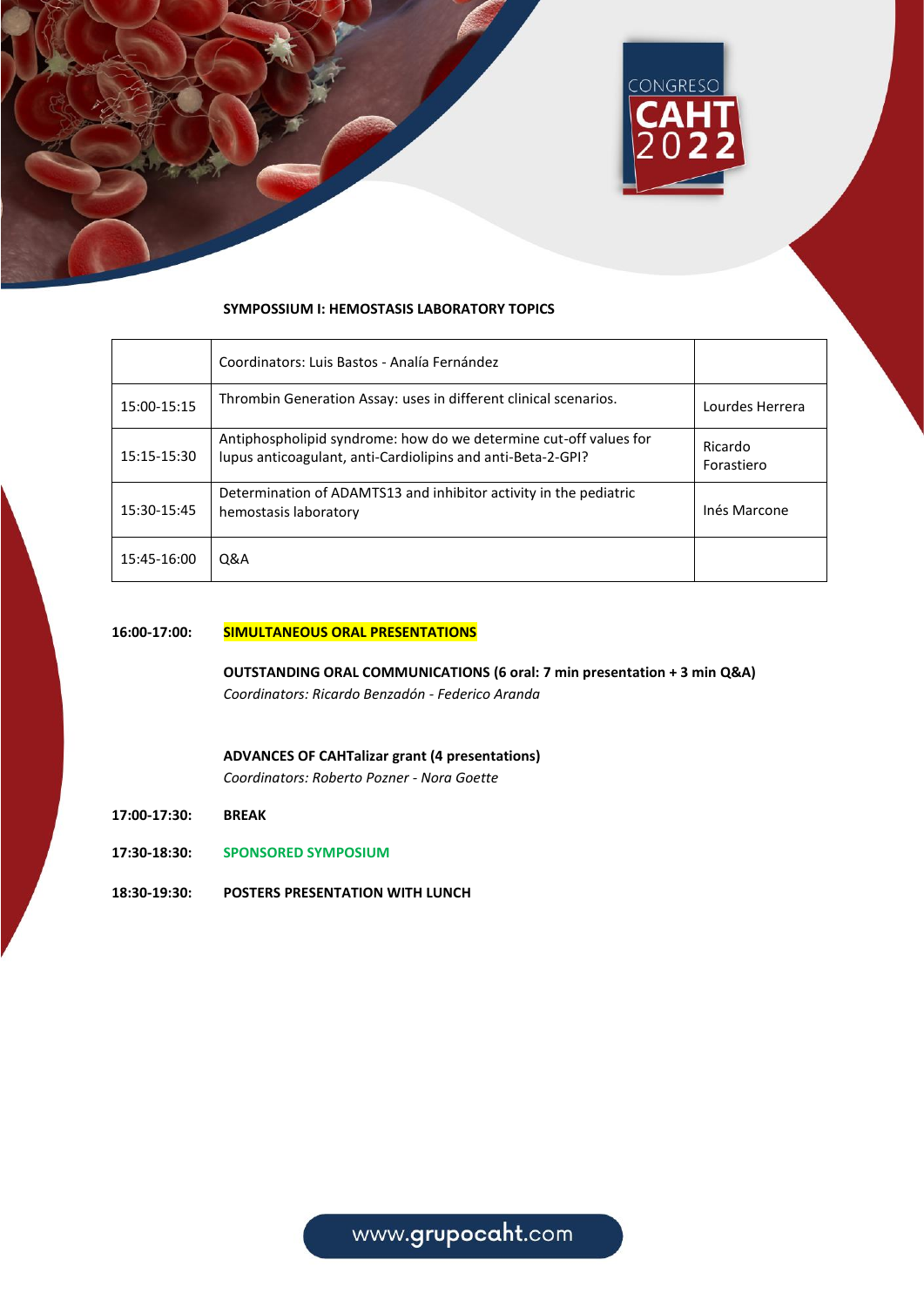## SYMPOSSIUM I: HEMOSTASIS LABORATORY TOPICS

| | Coordinators: Luis Bastos - Analía Fernández | |
|---|---|---|
| 15:00-15:15 | Thrombin Generation Assay: uses in different clinical scenarios. | Lourdes Herrera |
| 15:15-15:30 | Antiphospholipid syndrome: how do we determine cut-off values for lupus anticoagulant, anti-Cardiolipins and anti-Beta-2-GPI? | Ricardo Forastiero |
| 15:30-15:45 | Determination of ADAMTS13 and inhibitor activity in the pediatric hemostasis laboratory | Inés Marcone |
| 15:45-16:00 | Q&A | |

**16:00-17:00:** **SIMULTANEOUS ORAL PRESENTATIONS**

**OUTSTANDING ORAL COMMUNICATIONS (6 oral: 7 min presentation + 3 min Q&A)**
*Coordinators: Ricardo Benzadón - Federico Aranda*

**ADVANCES OF CAHTalizar grant (4 presentations)**
*Coordinators: Roberto Pozner - Nora Goette*

**17:00-17:30:** **BREAK**

**17:30-18:30:** **SPONSORED SYMPOSIUM**

**18:30-19:30:** **POSTERS PRESENTATION WITH LUNCH**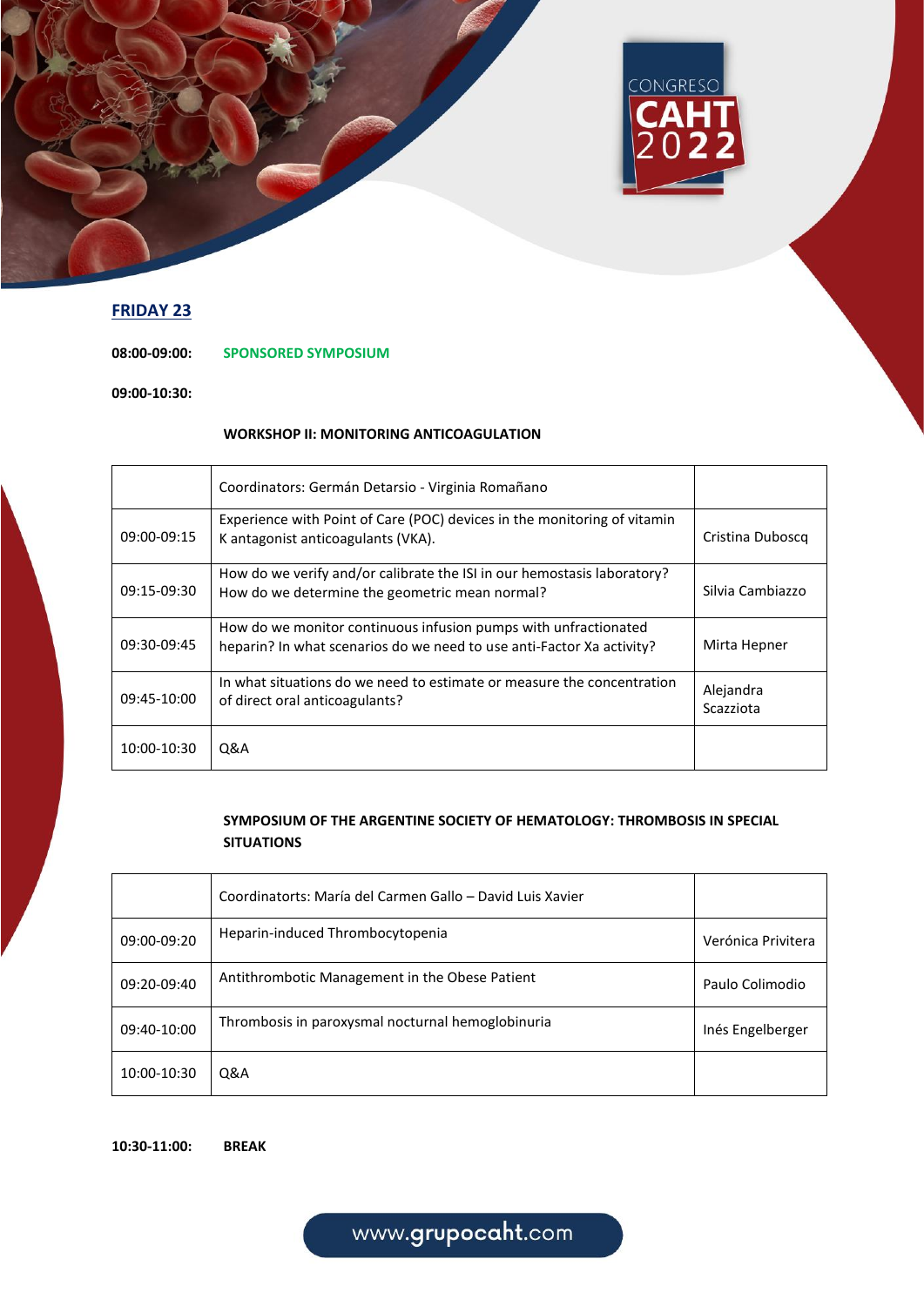## FRIDAY 23

**08:00-09:00:** **SPONSORED SYMPOSIUM**

**09:00-10:30:**

**WORKSHOP II: MONITORING ANTICOAGULATION**

| | Coordinators: Germán Detarsio - Virginia Romañano | |
|---|---|---|
| 09:00-09:15 | Experience with Point of Care (POC) devices in the monitoring of vitamin K antagonist anticoagulants (VKA). | Cristina Duboscq |
| 09:15-09:30 | How do we verify and/or calibrate the ISI in our hemostasis laboratory? How do we determine the geometric mean normal? | Silvia Cambiazzo |
| 09:30-09:45 | How do we monitor continuous infusion pumps with unfractionated heparin? In what scenarios do we need to use anti-Factor Xa activity? | Mirta Hepner |
| 09:45-10:00 | In what situations do we need to estimate or measure the concentration of direct oral anticoagulants? | Alejandra Scazziota |
| 10:00-10:30 | Q&A | |

**SYMPOSIUM OF THE ARGENTINE SOCIETY OF HEMATOLOGY: THROMBOSIS IN SPECIAL SITUATIONS**

| | Coordinatorts: María del Carmen Gallo – David Luis Xavier | |
|---|---|---|
| 09:00-09:20 | Heparin-induced Thrombocytopenia | Verónica Privitera |
| 09:20-09:40 | Antithrombotic Management in the Obese Patient | Paulo Colimodio |
| 09:40-10:00 | Thrombosis in paroxysmal nocturnal hemoglobinuria | Inés Engelberger |
| 10:00-10:30 | Q&A | |

**10:30-11:00:** **BREAK**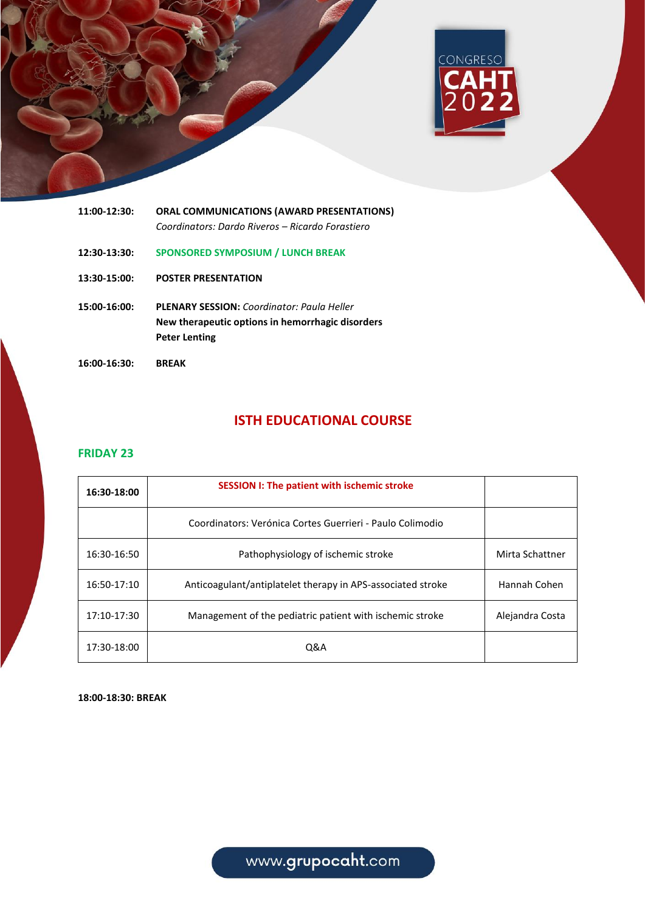**11:00-12:30:** **ORAL COMMUNICATIONS (AWARD PRESENTATIONS)**
*Coordinators: Dardo Riveros – Ricardo Forastiero*

**12:30-13:30:** **SPONSORED SYMPOSIUM / LUNCH BREAK**

**13:30-15:00:** **POSTER PRESENTATION**

**15:00-16:00:** **PLENARY SESSION:** *Coordinator: Paula Heller*
**New therapeutic options in hemorrhagic disorders**
**Peter Lenting**

**16:00-16:30:** **BREAK**

## ISTH EDUCATIONAL COURSE

### FRIDAY 23

| **16:30-18:00** | **SESSION I: The patient with ischemic stroke** | |
|---|---|---|
| | Coordinators: Verónica Cortes Guerrieri - Paulo Colimodio | |
| 16:30-16:50 | Pathophysiology of ischemic stroke | Mirta Schattner |
| 16:50-17:10 | Anticoagulant/antiplatelet therapy in APS-associated stroke | Hannah Cohen |
| 17:10-17:30 | Management of the pediatric patient with ischemic stroke | Alejandra Costa |
| 17:30-18:00 | Q&A | |

**18:00-18:30: BREAK**

www.grupocaht.com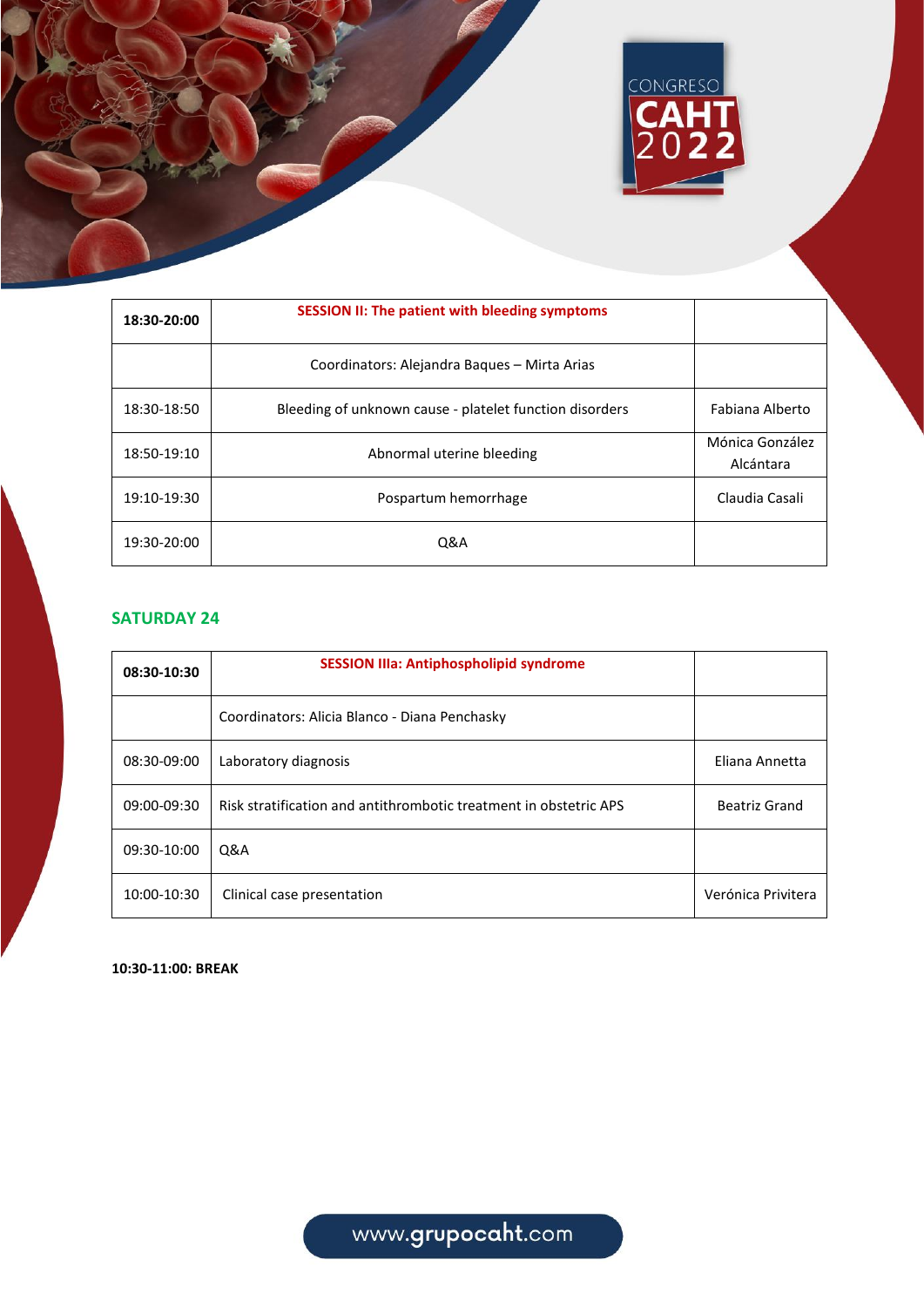| 18:30-20:00 | SESSION II: The patient with bleeding symptoms | |
|---|---|---|
| | Coordinators: Alejandra Baques – Mirta Arias | |
| 18:30-18:50 | Bleeding of unknown cause - platelet function disorders | Fabiana Alberto |
| 18:50-19:10 | Abnormal uterine bleeding | Mónica González Alcántara |
| 19:10-19:30 | Pospartum hemorrhage | Claudia Casali |
| 19:30-20:00 | Q&A | |

## SATURDAY 24

| 08:30-10:30 | SESSION IIIa: Antiphospholipid syndrome | |
|---|---|---|
| | Coordinators: Alicia Blanco - Diana Penchasky | |
| 08:30-09:00 | Laboratory diagnosis | Eliana Annetta |
| 09:00-09:30 | Risk stratification and antithrombotic treatment in obstetric APS | Beatriz Grand |
| 09:30-10:00 | Q&A | |
| 10:00-10:30 | Clinical case presentation | Verónica Privitera |

**10:30-11:00: BREAK**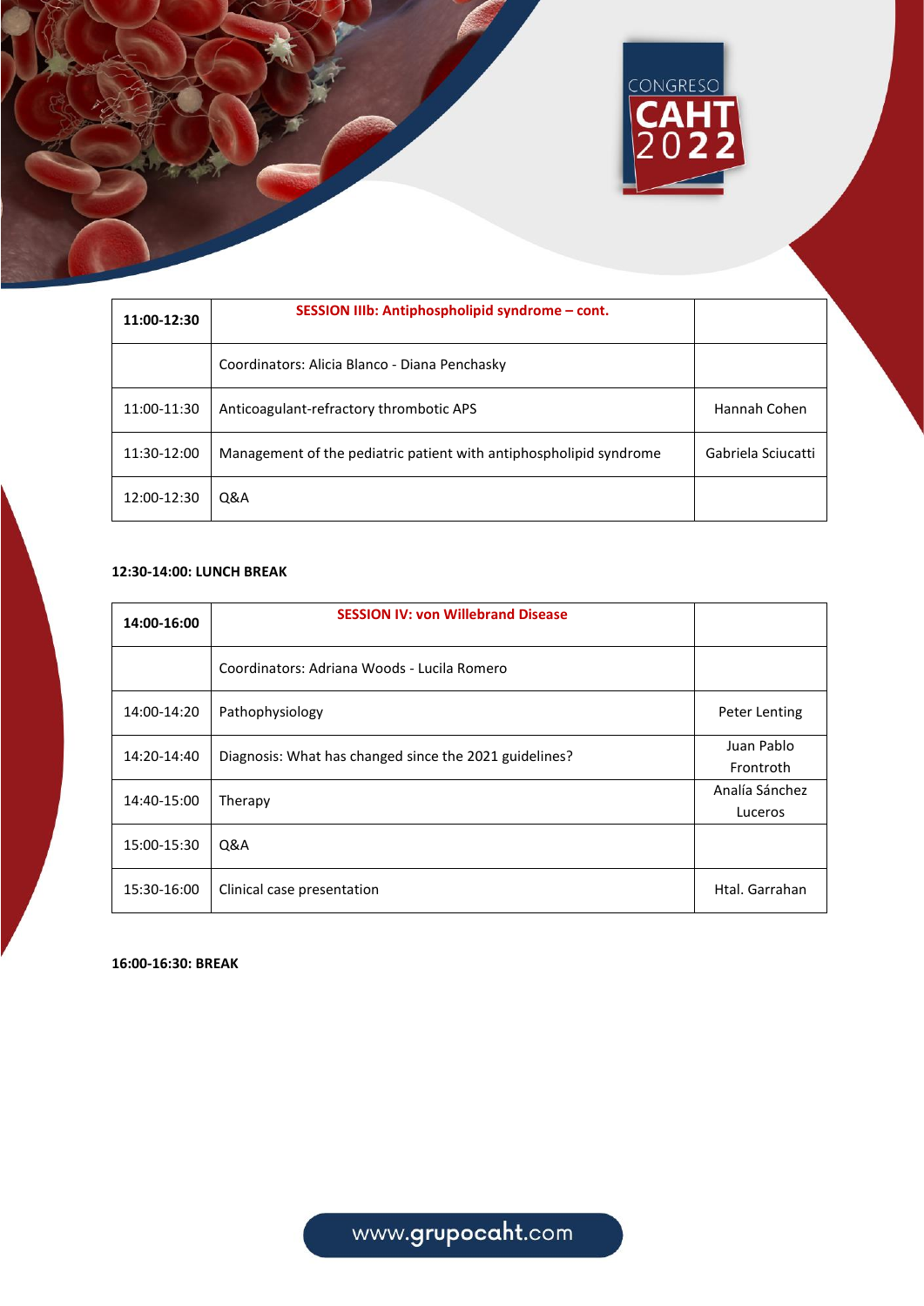| 11:00-12:30 | SESSION IIIb: Antiphospholipid syndrome – cont. | |
|---|---|---|
| | Coordinators: Alicia Blanco - Diana Penchasky | |
| 11:00-11:30 | Anticoagulant-refractory thrombotic APS | Hannah Cohen |
| 11:30-12:00 | Management of the pediatric patient with antiphospholipid syndrome | Gabriela Sciucatti |
| 12:00-12:30 | Q&A | |

**12:30-14:00: LUNCH BREAK**

| 14:00-16:00 | SESSION IV: von Willebrand Disease | |
|---|---|---|
| | Coordinators: Adriana Woods - Lucila Romero | |
| 14:00-14:20 | Pathophysiology | Peter Lenting |
| 14:20-14:40 | Diagnosis: What has changed since the 2021 guidelines? | Juan Pablo Frontroth |
| 14:40-15:00 | Therapy | Analía Sánchez Luceros |
| 15:00-15:30 | Q&A | |
| 15:30-16:00 | Clinical case presentation | Htal. Garrahan |

**16:00-16:30: BREAK**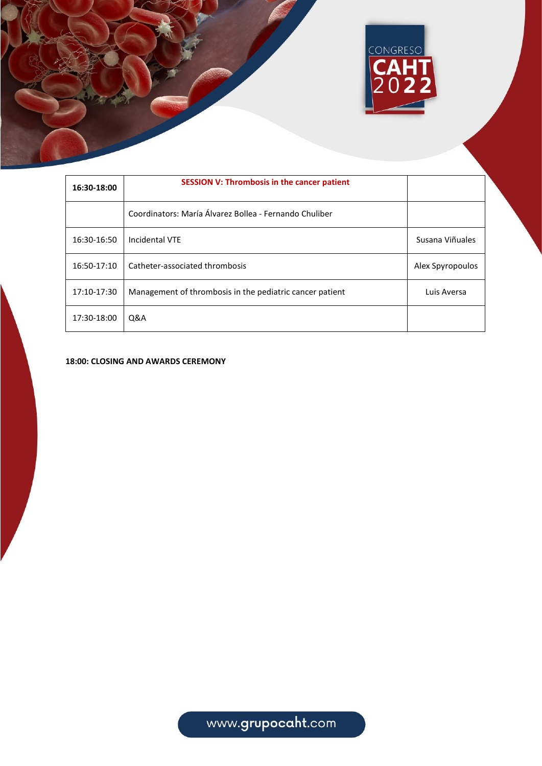| | | |
|---|---|---|
| **16:30-18:00** | **SESSION V: Thrombosis in the cancer patient** | |
| | Coordinators: María Álvarez Bollea - Fernando Chuliber | |
| 16:30-16:50 | Incidental VTE | Susana Viñuales |
| 16:50-17:10 | Catheter-associated thrombosis | Alex Spyropoulos |
| 17:10-17:30 | Management of thrombosis in the pediatric cancer patient | Luis Aversa |
| 17:30-18:00 | Q&A | |

**18:00: CLOSING AND AWARDS CEREMONY**